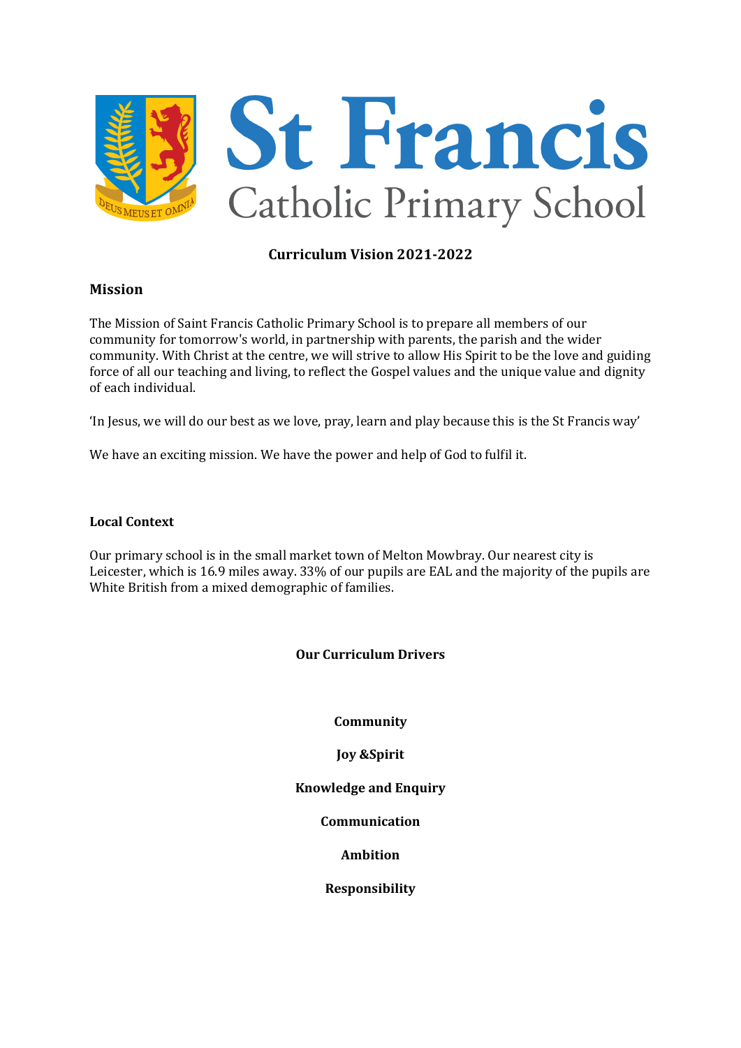# St Francis

## Catholic Primary School

### Curriculum Vision 2021-2022

### Mission

The Mission of Saint Francis Catholic Primary School is to prepare all members of our community for tomorrow's world, in partnership with parents, the parish and the wider community. With Christ at the centre, we will strive to allow His Spirit to be the love and guiding force of all our teaching and living, to reflect the Gospel values and the unique value and dignity of each individual.

'In Jesus, we will do our best as we love, pray, learn and play because this is the St Francis way'

We have an exciting mission. We have the power and help of God to fulfil it.

**Local Context**

Our primary school is in the small market town of Melton Mowbray. Our nearest city is Leicester, which is 16.9 miles away. 33% of our pupils are EAL and the majority of the pupils are White British from a mixed demographic of families.

**Our Curriculum Drivers**

**Community**

**Joy &Spirit**

**Knowledge and Enquiry**

**Communication**

**Ambition**

**Responsibility**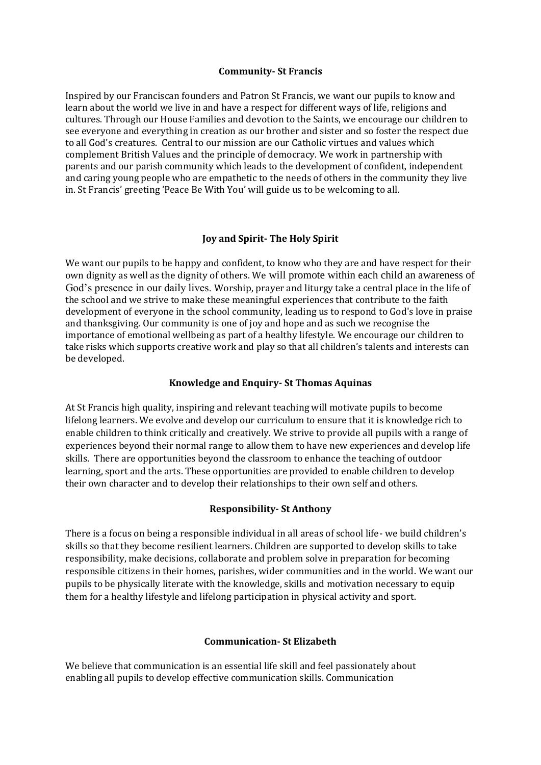**Community- St Francis**

Inspired by our Franciscan founders and Patron St Francis, we want our pupils to know and learn about the world we live in and have a respect for different ways of life, religions and cultures. Through our House Families and devotion to the Saints, we encourage our children to see everyone and everything in creation as our brother and sister and so foster the respect due to all God's creatures. Central to our mission are our Catholic virtues and values which complement British Values and the principle of democracy. We work in partnership with parents and our parish community which leads to the development of confident, independent and caring young people who are empathetic to the needs of others in the community they live in. St Francis' greeting 'Peace Be With You' will guide us to be welcoming to all.

**Joy and Spirit- The Holy Spirit**

We want our pupils to be happy and confident, to know who they are and have respect for their own dignity as well as the dignity of others. We will promote within each child an awareness of God's presence in our daily lives. Worship, prayer and liturgy take a central place in the life of the school and we strive to make these meaningful experiences that contribute to the faith development of everyone in the school community, leading us to respond to God's love in praise and thanksgiving. Our community is one of joy and hope and as such we recognise the importance of emotional wellbeing as part of a healthy lifestyle. We encourage our children to take risks which supports creative work and play so that all children's talents and interests can be developed.

**Knowledge and Enquiry- St Thomas Aquinas**

At St Francis high quality, inspiring and relevant teaching will motivate pupils to become lifelong learners. We evolve and develop our curriculum to ensure that it is knowledge rich to enable children to think critically and creatively. We strive to provide all pupils with a range of experiences beyond their normal range to allow them to have new experiences and develop life skills. There are opportunities beyond the classroom to enhance the teaching of outdoor learning, sport and the arts. These opportunities are provided to enable children to develop their own character and to develop their relationships to their own self and others.

**Responsibility- St Anthony**

There is a focus on being a responsible individual in all areas of school life- we build children's skills so that they become resilient learners. Children are supported to develop skills to take responsibility, make decisions, collaborate and problem solve in preparation for becoming responsible citizens in their homes, parishes, wider communities and in the world. We want our pupils to be physically literate with the knowledge, skills and motivation necessary to equip them for a healthy lifestyle and lifelong participation in physical activity and sport.

**Communication- St Elizabeth**

We believe that communication is an essential life skill and feel passionately about enabling all pupils to develop effective communication skills. Communication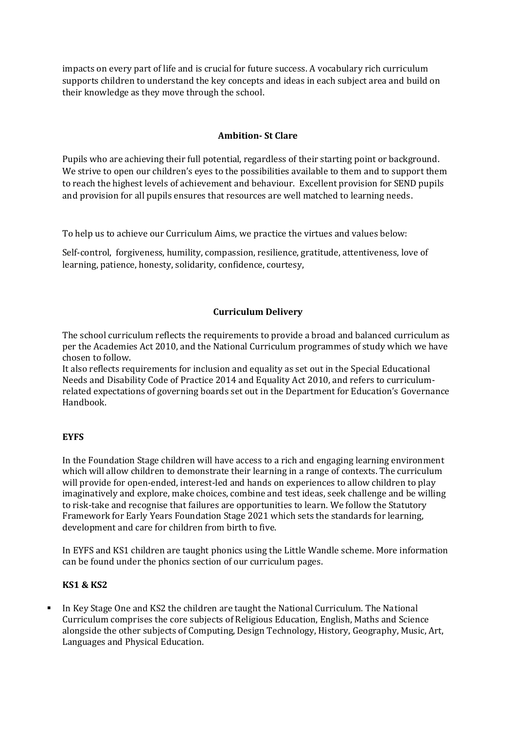impacts on every part of life and is crucial for future success. A vocabulary rich curriculum supports children to understand the key concepts and ideas in each subject area and build on their knowledge as they move through the school.

**Ambition- St Clare**

Pupils who are achieving their full potential, regardless of their starting point or background. We strive to open our children's eyes to the possibilities available to them and to support them to reach the highest levels of achievement and behaviour. Excellent provision for SEND pupils and provision for all pupils ensures that resources are well matched to learning needs.

To help us to achieve our Curriculum Aims, we practice the virtues and values below:

Self-control, forgiveness, humility, compassion, resilience, gratitude, attentiveness, love of learning, patience, honesty, solidarity, confidence, courtesy,

**Curriculum Delivery**

The school curriculum reflects the requirements to provide a broad and balanced curriculum as per the Academies Act 2010, and the National Curriculum programmes of study which we have chosen to follow.
It also reflects requirements for inclusion and equality as set out in the Special Educational Needs and Disability Code of Practice 2014 and Equality Act 2010, and refers to curriculum-related expectations of governing boards set out in the Department for Education's Governance Handbook.

**EYFS**

In the Foundation Stage children will have access to a rich and engaging learning environment which will allow children to demonstrate their learning in a range of contexts. The curriculum will provide for open-ended, interest-led and hands on experiences to allow children to play imaginatively and explore, make choices, combine and test ideas, seek challenge and be willing to risk-take and recognise that failures are opportunities to learn. We follow the Statutory Framework for Early Years Foundation Stage 2021 which sets the standards for learning, development and care for children from birth to five.

In EYFS and KS1 children are taught phonics using the Little Wandle scheme. More information can be found under the phonics section of our curriculum pages.

**KS1 & KS2**

- In Key Stage One and KS2 the children are taught the National Curriculum. The National Curriculum comprises the core subjects of Religious Education, English, Maths and Science alongside the other subjects of Computing, Design Technology, History, Geography, Music, Art, Languages and Physical Education.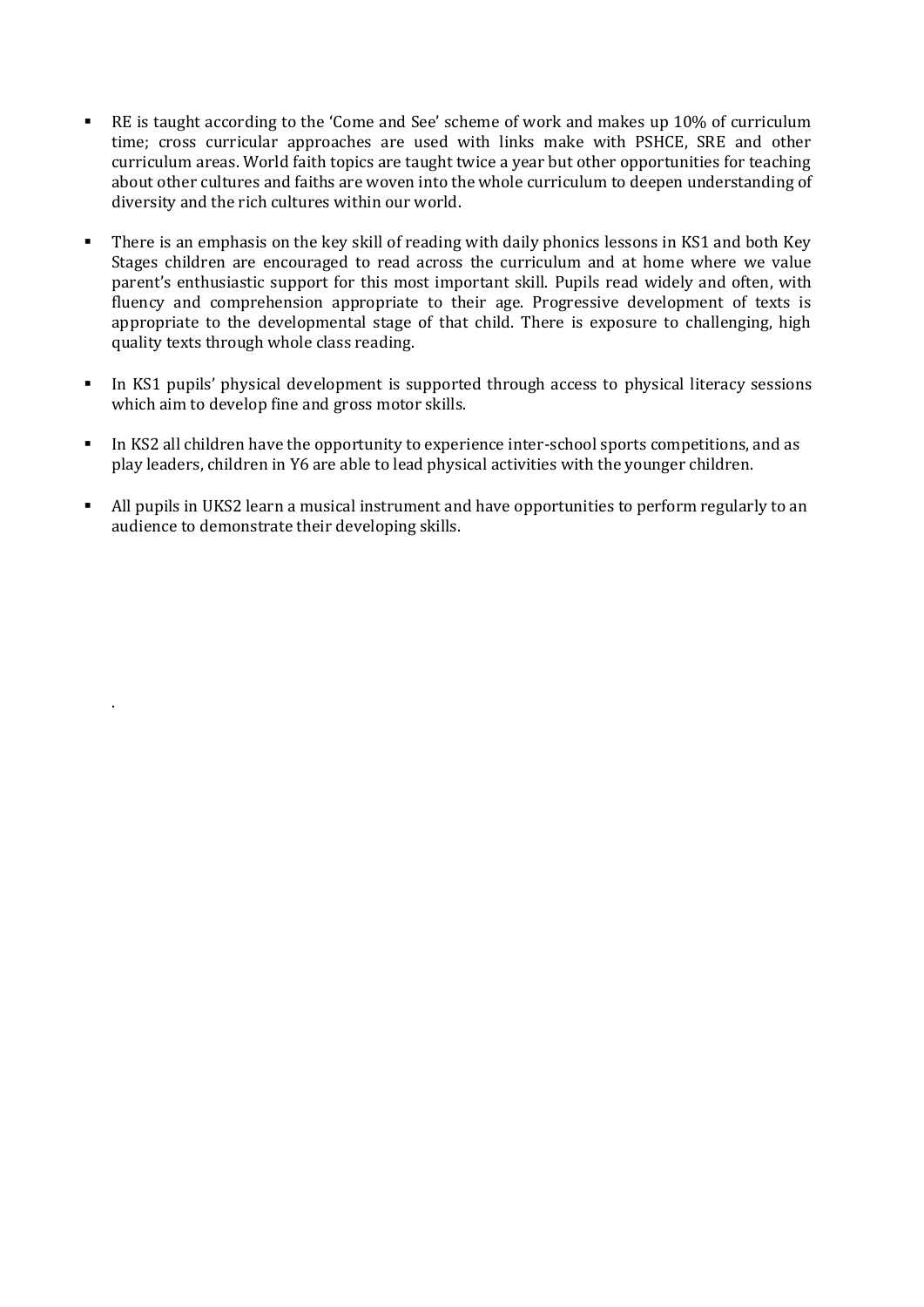- RE is taught according to the 'Come and See' scheme of work and makes up 10% of curriculum time; cross curricular approaches are used with links make with PSHCE, SRE and other curriculum areas. World faith topics are taught twice a year but other opportunities for teaching about other cultures and faiths are woven into the whole curriculum to deepen understanding of diversity and the rich cultures within our world.

- There is an emphasis on the key skill of reading with daily phonics lessons in KS1 and both Key Stages children are encouraged to read across the curriculum and at home where we value parent's enthusiastic support for this most important skill. Pupils read widely and often, with fluency and comprehension appropriate to their age. Progressive development of texts is appropriate to the developmental stage of that child. There is exposure to challenging, high quality texts through whole class reading.

- In KS1 pupils' physical development is supported through access to physical literacy sessions which aim to develop fine and gross motor skills.

- In KS2 all children have the opportunity to experience inter-school sports competitions, and as play leaders, children in Y6 are able to lead physical activities with the younger children.

- All pupils in UKS2 learn a musical instrument and have opportunities to perform regularly to an audience to demonstrate their developing skills.

.